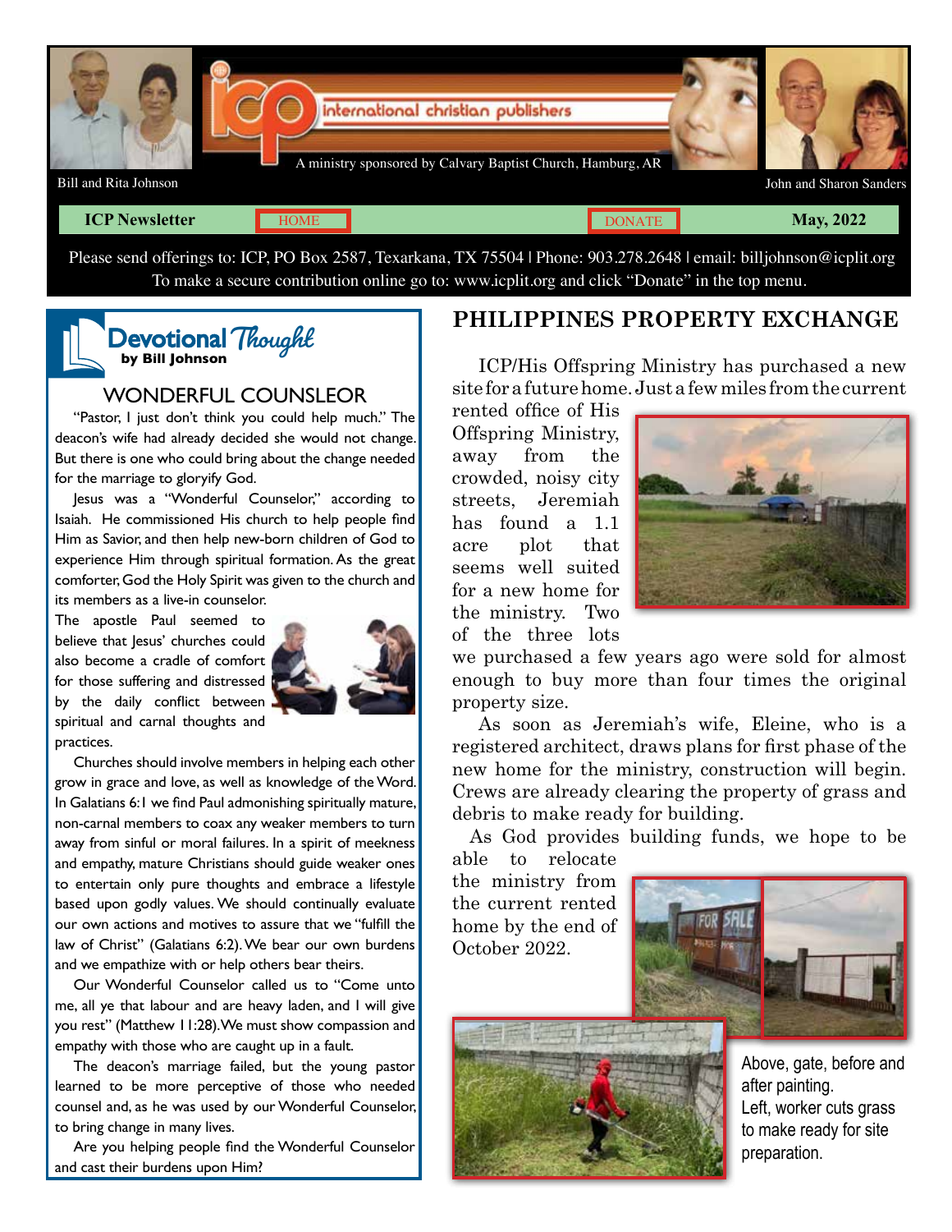international christian publishers

A ministry sponsored by Calvary Baptist Church, Hamburg, AR

Bill and Rita Johnson

John and Sharon Sanders

**ICP Newsletter** | HOME | DONATE | **May, 2022**

Please send offerings to: ICP, PO Box 2587, Texarkana, TX 75504 | Phone: 903.278.2648 | email: billjohnson@icplit.org
To make a secure contribution online go to: www.icplit.org and click "Donate" in the top menu.

## Devotional Thought
**by Bill Johnson**

### WONDERFUL COUNSLEOR

"Pastor, I just don't think you could help much." The deacon's wife had already decided she would not change. But there is one who could bring about the change needed for the marriage to gloryify God.

Jesus was a "Wonderful Counselor," according to Isaiah. He commissioned His church to help people find Him as Savior, and then help new-born children of God to experience Him through spiritual formation. As the great comforter, God the Holy Spirit was given to the church and its members as a live-in counselor.

The apostle Paul seemed to believe that Jesus' churches could also become a cradle of comfort for those suffering and distressed by the daily conflict between spiritual and carnal thoughts and practices.

Churches should involve members in helping each other grow in grace and love, as well as knowledge of the Word. In Galatians 6:1 we find Paul admonishing spiritually mature, non-carnal members to coax any weaker members to turn away from sinful or moral failures. In a spirit of meekness and empathy, mature Christians should guide weaker ones to entertain only pure thoughts and embrace a lifestyle based upon godly values. We should continually evaluate our own actions and motives to assure that we "fulfill the law of Christ" (Galatians 6:2). We bear our own burdens and we empathize with or help others bear theirs.

Our Wonderful Counselor called us to "Come unto me, all ye that labour and are heavy laden, and I will give you rest" (Matthew 11:28). We must show compassion and empathy with those who are caught up in a fault.

The deacon's marriage failed, but the young pastor learned to be more perceptive of those who needed counsel and, as he was used by our Wonderful Counselor, to bring change in many lives.

Are you helping people find the Wonderful Counselor and cast their burdens upon Him?

## PHILIPPINES PROPERTY EXCHANGE

ICP/His Offspring Ministry has purchased a new site for a future home. Just a few miles from the current rented office of His Offspring Ministry, away from the crowded, noisy city streets, Jeremiah has found a 1.1 acre plot that seems well suited for a new home for the ministry. Two of the three lots we purchased a few years ago were sold for almost enough to buy more than four times the original property size.

As soon as Jeremiah's wife, Eleine, who is a registered architect, draws plans for first phase of the new home for the ministry, construction will begin. Crews are already clearing the property of grass and debris to make ready for building.

As God provides building funds, we hope to be able to relocate the ministry from the current rented home by the end of October 2022.

Above, gate, before and after painting.
Left, worker cuts grass to make ready for site preparation.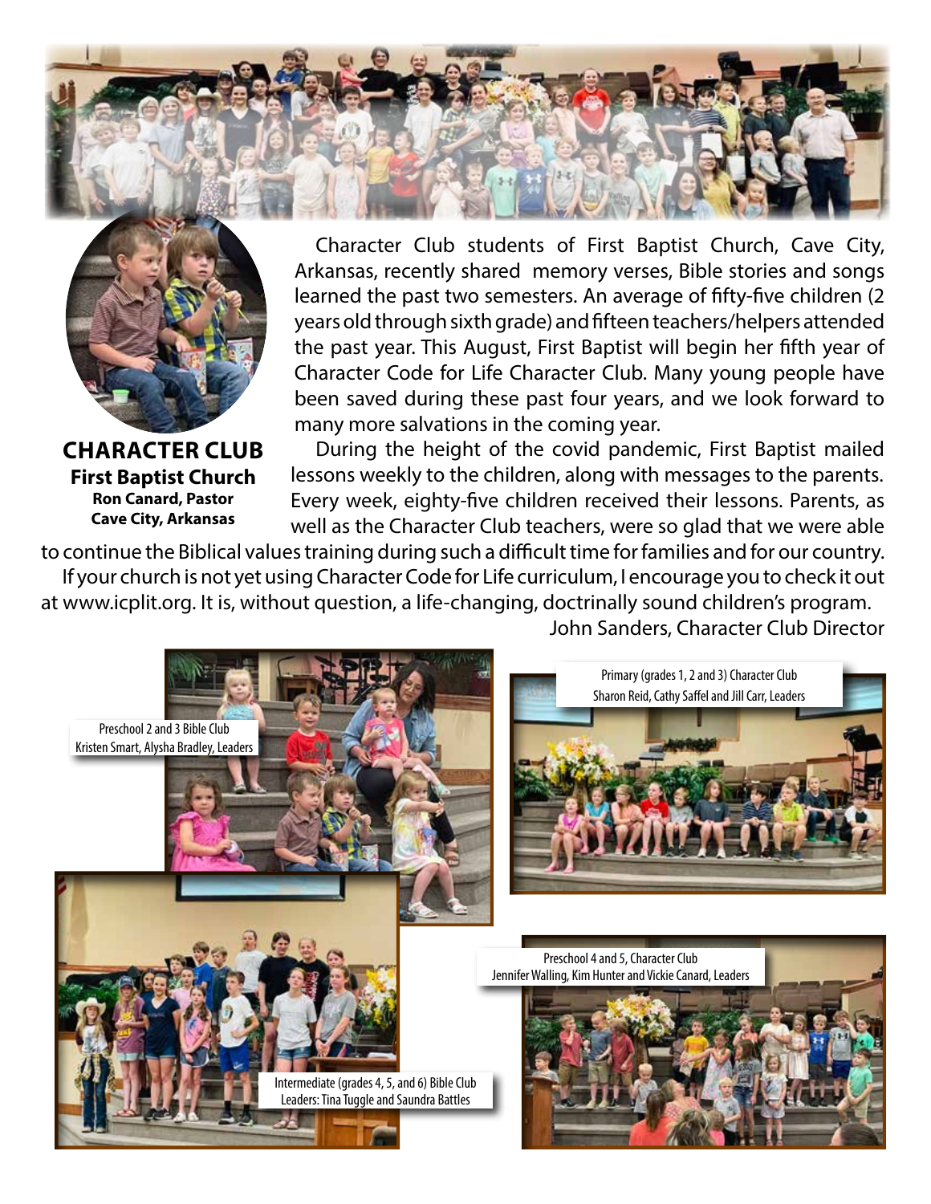## CHARACTER CLUB

**First Baptist Church**
**Ron Canard, Pastor**
**Cave City, Arkansas**

Character Club students of First Baptist Church, Cave City, Arkansas, recently shared memory verses, Bible stories and songs learned the past two semesters. An average of fifty-five children (2 years old through sixth grade) and fifteen teachers/helpers attended the past year. This August, First Baptist will begin her fifth year of Character Code for Life Character Club. Many young people have been saved during these past four years, and we look forward to many more salvations in the coming year.

During the height of the covid pandemic, First Baptist mailed lessons weekly to the children, along with messages to the parents. Every week, eighty-five children received their lessons. Parents, as well as the Character Club teachers, were so glad that we were able to continue the Biblical values training during such a difficult time for families and for our country.

If your church is not yet using Character Code for Life curriculum, I encourage you to check it out at www.icplit.org. It is, without question, a life-changing, doctrinally sound children's program.

John Sanders, Character Club Director

Preschool 2 and 3 Bible Club
Kristen Smart, Alysha Bradley, Leaders

Primary (grades 1, 2 and 3) Character Club
Sharon Reid, Cathy Saffel and Jill Carr, Leaders

Intermediate (grades 4, 5, and 6) Bible Club
Leaders: Tina Tuggle and Saundra Battles

Preschool 4 and 5, Character Club
Jennifer Walling, Kim Hunter and Vickie Canard, Leaders